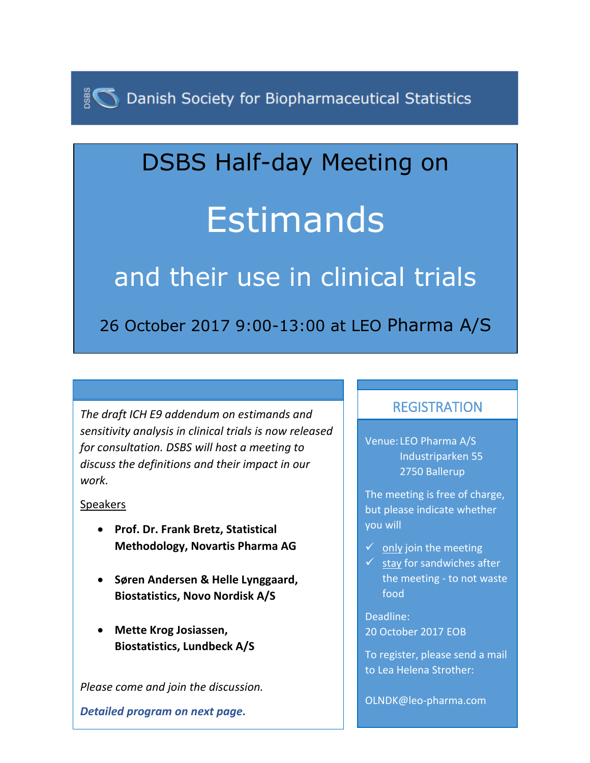Danish Society for Biopharmaceutical Statistics

# DSBS Half-day Meeting on

# Estimands

## and their use in clinical trials

26 October 2017 9:00-13:00 at LEO Pharma A/S

*The draft ICH E9 addendum on estimands and sensitivity analysis in clinical trials is now released for consultation. DSBS will host a meeting to discuss the definitions and their impact in our work.*

Speakers

- **Prof. Dr. Frank Bretz, Statistical Methodology, Novartis Pharma AG**
- **Søren Andersen & Helle Lynggaard, Biostatistics, Novo Nordisk A/S**
- **Mette Krog Josiassen, Biostatistics, Lundbeck A/S**

*Please come and join the discussion.*

***Detailed program on next page.***

## REGISTRATION

Venue: LEO Pharma A/S
Industriparken 55
2750 Ballerup

The meeting is free of charge, but please indicate whether you will

- ✓ only join the meeting
- ✓ stay for sandwiches after the meeting - to not waste food

Deadline:
20 October 2017 EOB

To register, please send a mail to Lea Helena Strother:

OLNDK@leo-pharma.com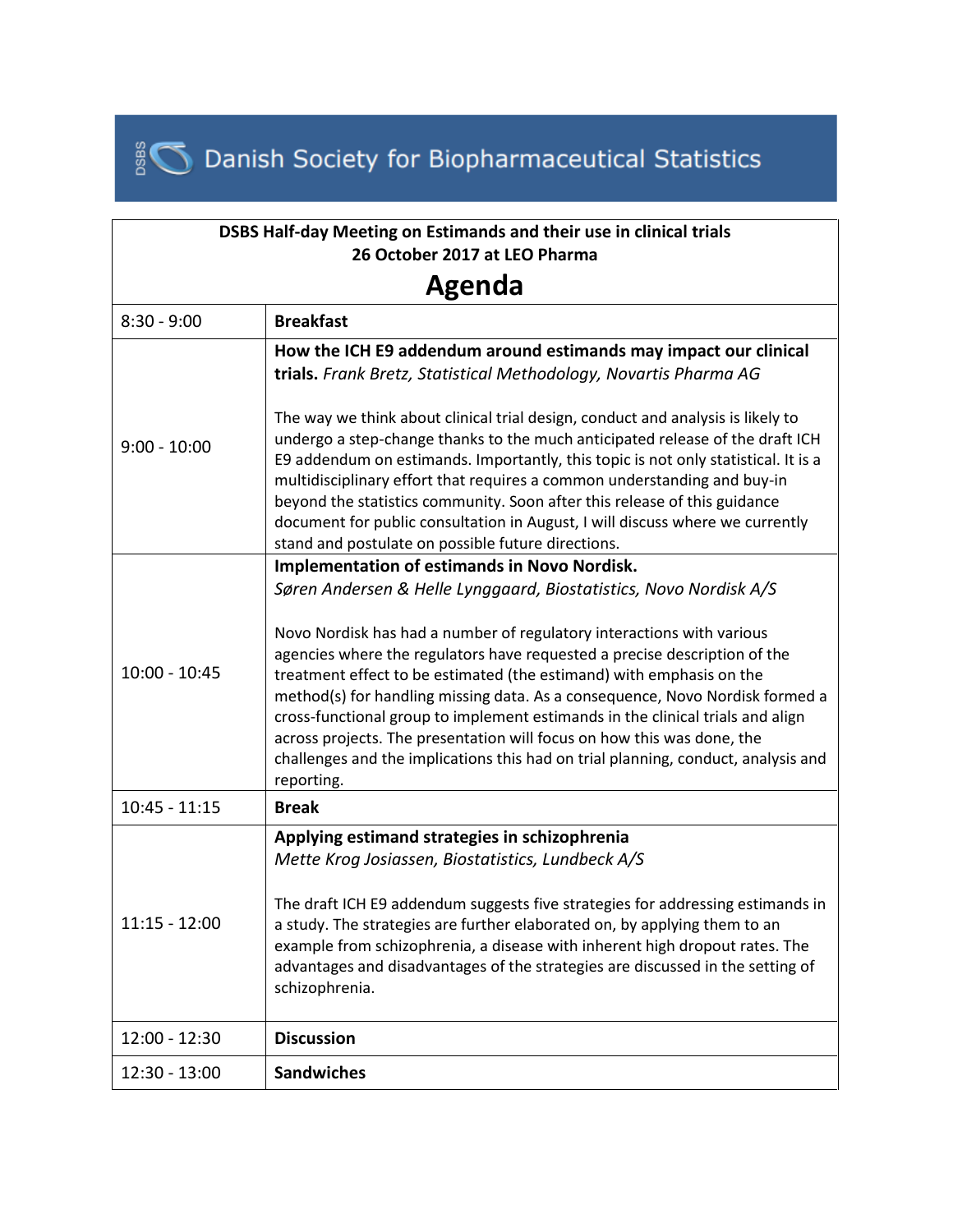# Danish Society for Biopharmaceutical Statistics

**DSBS Half-day Meeting on Estimands and their use in clinical trials**
**26 October 2017 at LEO Pharma**

## Agenda

| | |
|---|---|
| 8:30 - 9:00 | **Breakfast** |
| 9:00 - 10:00 | **How the ICH E9 addendum around estimands may impact our clinical trials.** *Frank Bretz, Statistical Methodology, Novartis Pharma AG*<br><br>The way we think about clinical trial design, conduct and analysis is likely to undergo a step-change thanks to the much anticipated release of the draft ICH E9 addendum on estimands. Importantly, this topic is not only statistical. It is a multidisciplinary effort that requires a common understanding and buy-in beyond the statistics community. Soon after this release of this guidance document for public consultation in August, I will discuss where we currently stand and postulate on possible future directions. |
| 10:00 - 10:45 | **Implementation of estimands in Novo Nordisk.**<br>*Søren Andersen & Helle Lynggaard, Biostatistics, Novo Nordisk A/S*<br><br>Novo Nordisk has had a number of regulatory interactions with various agencies where the regulators have requested a precise description of the treatment effect to be estimated (the estimand) with emphasis on the method(s) for handling missing data. As a consequence, Novo Nordisk formed a cross-functional group to implement estimands in the clinical trials and align across projects. The presentation will focus on how this was done, the challenges and the implications this had on trial planning, conduct, analysis and reporting. |
| 10:45 - 11:15 | **Break** |
| 11:15 - 12:00 | **Applying estimand strategies in schizophrenia**<br>*Mette Krog Josiassen, Biostatistics, Lundbeck A/S*<br><br>The draft ICH E9 addendum suggests five strategies for addressing estimands in a study. The strategies are further elaborated on, by applying them to an example from schizophrenia, a disease with inherent high dropout rates. The advantages and disadvantages of the strategies are discussed in the setting of schizophrenia. |
| 12:00 - 12:30 | **Discussion** |
| 12:30 - 13:00 | **Sandwiches** |